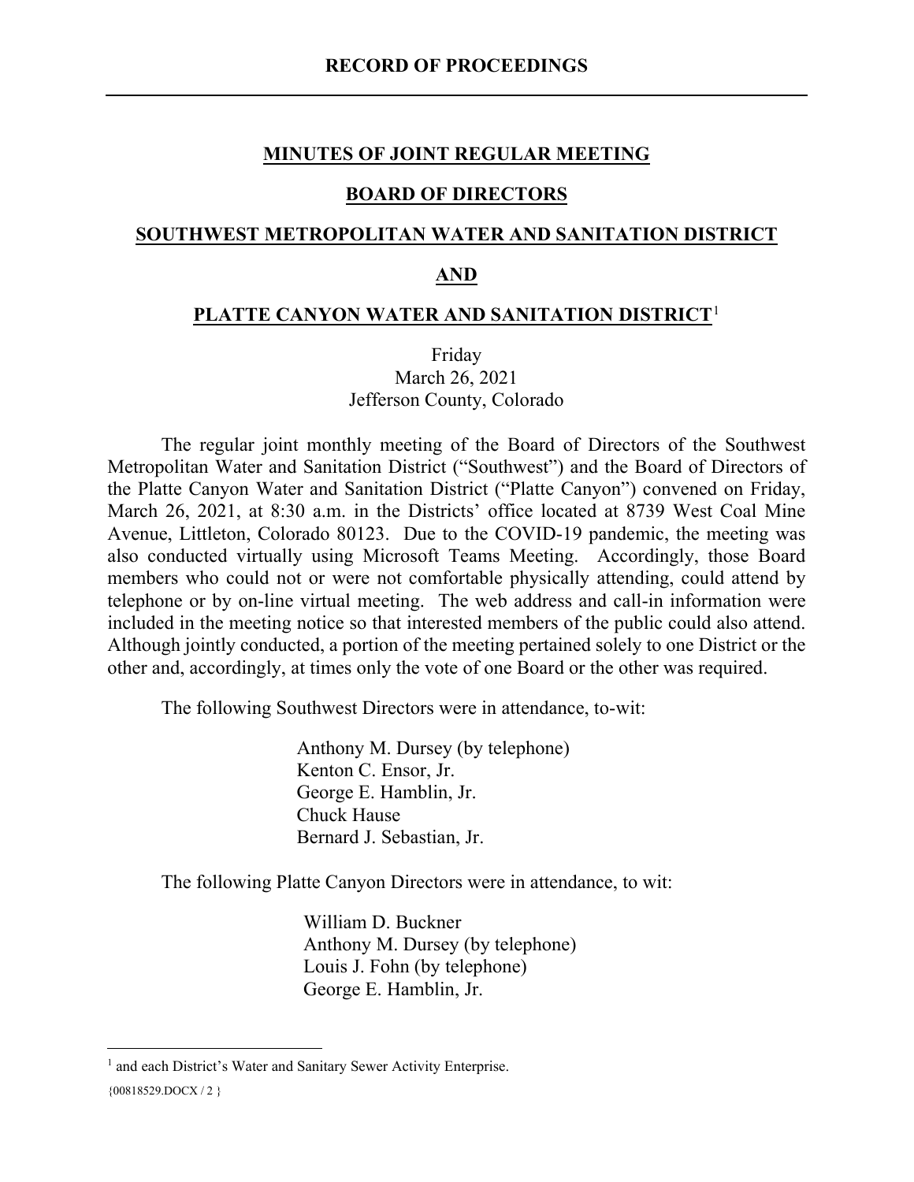# RECORD OF PROCEEDINGS

## MINUTES OF JOINT REGULAR MEETING

## BOARD OF DIRECTORS

## SOUTHWEST METROPOLITAN WATER AND SANITATION DISTRICT

## AND

## PLATTE CANYON WATER AND SANITATION DISTRICT[1]

Friday
March 26, 2021
Jefferson County, Colorado

The regular joint monthly meeting of the Board of Directors of the Southwest Metropolitan Water and Sanitation District ("Southwest") and the Board of Directors of the Platte Canyon Water and Sanitation District ("Platte Canyon") convened on Friday, March 26, 2021, at 8:30 a.m. in the Districts' office located at 8739 West Coal Mine Avenue, Littleton, Colorado 80123. Due to the COVID-19 pandemic, the meeting was also conducted virtually using Microsoft Teams Meeting. Accordingly, those Board members who could not or were not comfortable physically attending, could attend by telephone or by on-line virtual meeting. The web address and call-in information were included in the meeting notice so that interested members of the public could also attend. Although jointly conducted, a portion of the meeting pertained solely to one District or the other and, accordingly, at times only the vote of one Board or the other was required.

The following Southwest Directors were in attendance, to-wit:

Anthony M. Dursey (by telephone)
Kenton C. Ensor, Jr.
George E. Hamblin, Jr.
Chuck Hause
Bernard J. Sebastian, Jr.

The following Platte Canyon Directors were in attendance, to wit:

William D. Buckner
Anthony M. Dursey (by telephone)
Louis J. Fohn (by telephone)
George E. Hamblin, Jr.

---

[1] and each District's Water and Sanitary Sewer Activity Enterprise.

{00818529.DOCX / 2 }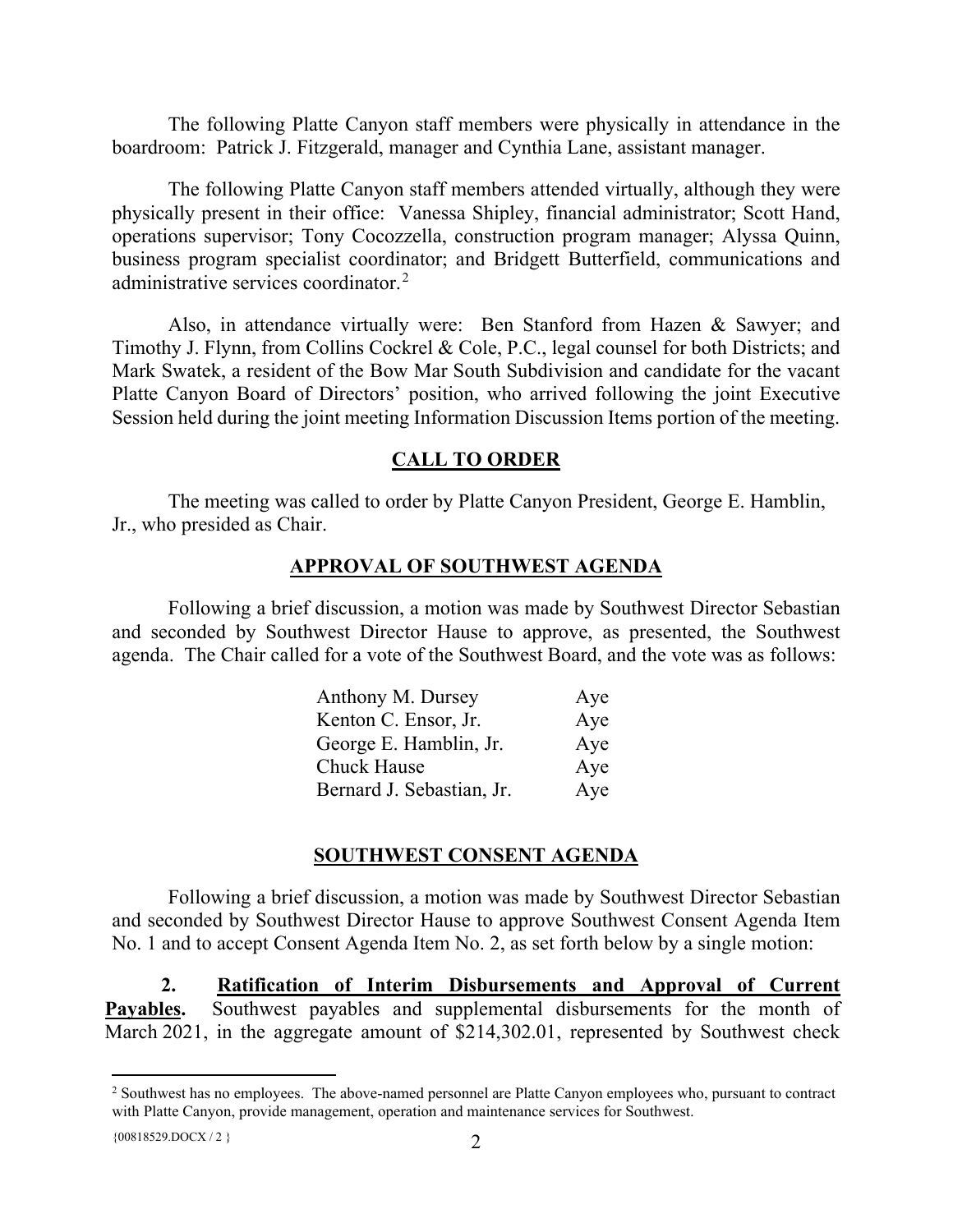The following Platte Canyon staff members were physically in attendance in the boardroom: Patrick J. Fitzgerald, manager and Cynthia Lane, assistant manager.

The following Platte Canyon staff members attended virtually, although they were physically present in their office: Vanessa Shipley, financial administrator; Scott Hand, operations supervisor; Tony Cocozzella, construction program manager; Alyssa Quinn, business program specialist coordinator; and Bridgett Butterfield, communications and administrative services coordinator.[2]

Also, in attendance virtually were: Ben Stanford from Hazen & Sawyer; and Timothy J. Flynn, from Collins Cockrel & Cole, P.C., legal counsel for both Districts; and Mark Swatek, a resident of the Bow Mar South Subdivision and candidate for the vacant Platte Canyon Board of Directors' position, who arrived following the joint Executive Session held during the joint meeting Information Discussion Items portion of the meeting.

## CALL TO ORDER

The meeting was called to order by Platte Canyon President, George E. Hamblin, Jr., who presided as Chair.

## APPROVAL OF SOUTHWEST AGENDA

Following a brief discussion, a motion was made by Southwest Director Sebastian and seconded by Southwest Director Hause to approve, as presented, the Southwest agenda. The Chair called for a vote of the Southwest Board, and the vote was as follows:

| | |
|---|---|
| Anthony M. Dursey | Aye |
| Kenton C. Ensor, Jr. | Aye |
| George E. Hamblin, Jr. | Aye |
| Chuck Hause | Aye |
| Bernard J. Sebastian, Jr. | Aye |

## SOUTHWEST CONSENT AGENDA

Following a brief discussion, a motion was made by Southwest Director Sebastian and seconded by Southwest Director Hause to approve Southwest Consent Agenda Item No. 1 and to accept Consent Agenda Item No. 2, as set forth below by a single motion:

**2. Ratification of Interim Disbursements and Approval of Current Payables.** Southwest payables and supplemental disbursements for the month of March 2021, in the aggregate amount of $214,302.01, represented by Southwest check

[2] Southwest has no employees. The above-named personnel are Platte Canyon employees who, pursuant to contract with Platte Canyon, provide management, operation and maintenance services for Southwest.

{00818529.DOCX / 2 }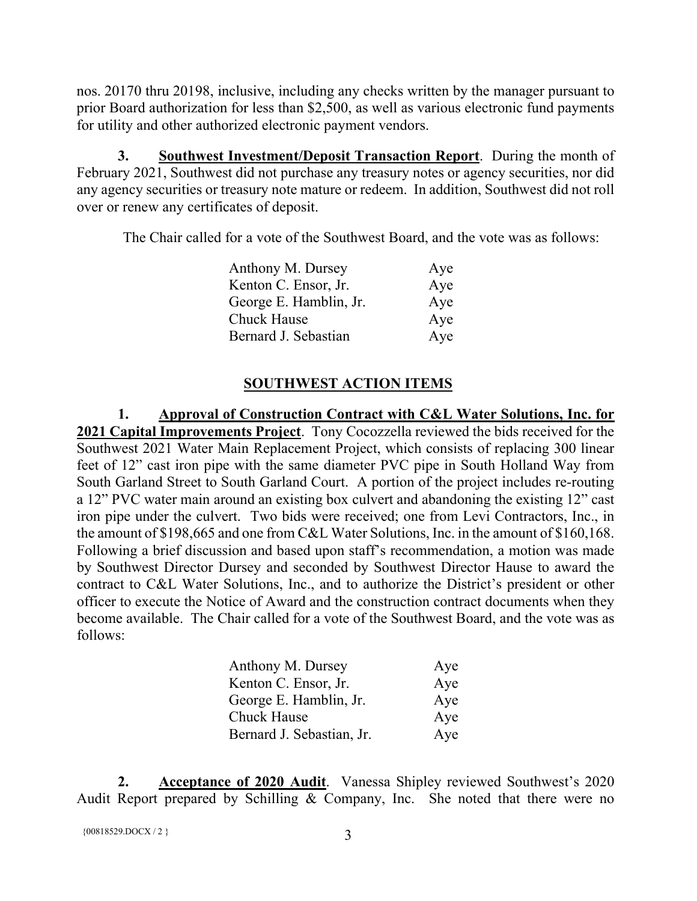nos. 20170 thru 20198, inclusive, including any checks written by the manager pursuant to prior Board authorization for less than $2,500, as well as various electronic fund payments for utility and other authorized electronic payment vendors.

**3. Southwest Investment/Deposit Transaction Report**. During the month of February 2021, Southwest did not purchase any treasury notes or agency securities, nor did any agency securities or treasury note mature or redeem. In addition, Southwest did not roll over or renew any certificates of deposit.

The Chair called for a vote of the Southwest Board, and the vote was as follows:

| | |
|---|---|
| Anthony M. Dursey | Aye |
| Kenton C. Ensor, Jr. | Aye |
| George E. Hamblin, Jr. | Aye |
| Chuck Hause | Aye |
| Bernard J. Sebastian | Aye |

## SOUTHWEST ACTION ITEMS

**1. Approval of Construction Contract with C&L Water Solutions, Inc. for 2021 Capital Improvements Project**. Tony Cocozzella reviewed the bids received for the Southwest 2021 Water Main Replacement Project, which consists of replacing 300 linear feet of 12" cast iron pipe with the same diameter PVC pipe in South Holland Way from South Garland Street to South Garland Court. A portion of the project includes re-routing a 12" PVC water main around an existing box culvert and abandoning the existing 12" cast iron pipe under the culvert. Two bids were received; one from Levi Contractors, Inc., in the amount of $198,665 and one from C&L Water Solutions, Inc. in the amount of $160,168. Following a brief discussion and based upon staff's recommendation, a motion was made by Southwest Director Dursey and seconded by Southwest Director Hause to award the contract to C&L Water Solutions, Inc., and to authorize the District's president or other officer to execute the Notice of Award and the construction contract documents when they become available. The Chair called for a vote of the Southwest Board, and the vote was as follows:

| | |
|---|---|
| Anthony M. Dursey | Aye |
| Kenton C. Ensor, Jr. | Aye |
| George E. Hamblin, Jr. | Aye |
| Chuck Hause | Aye |
| Bernard J. Sebastian, Jr. | Aye |

**2. Acceptance of 2020 Audit**. Vanessa Shipley reviewed Southwest's 2020 Audit Report prepared by Schilling & Company, Inc. She noted that there were no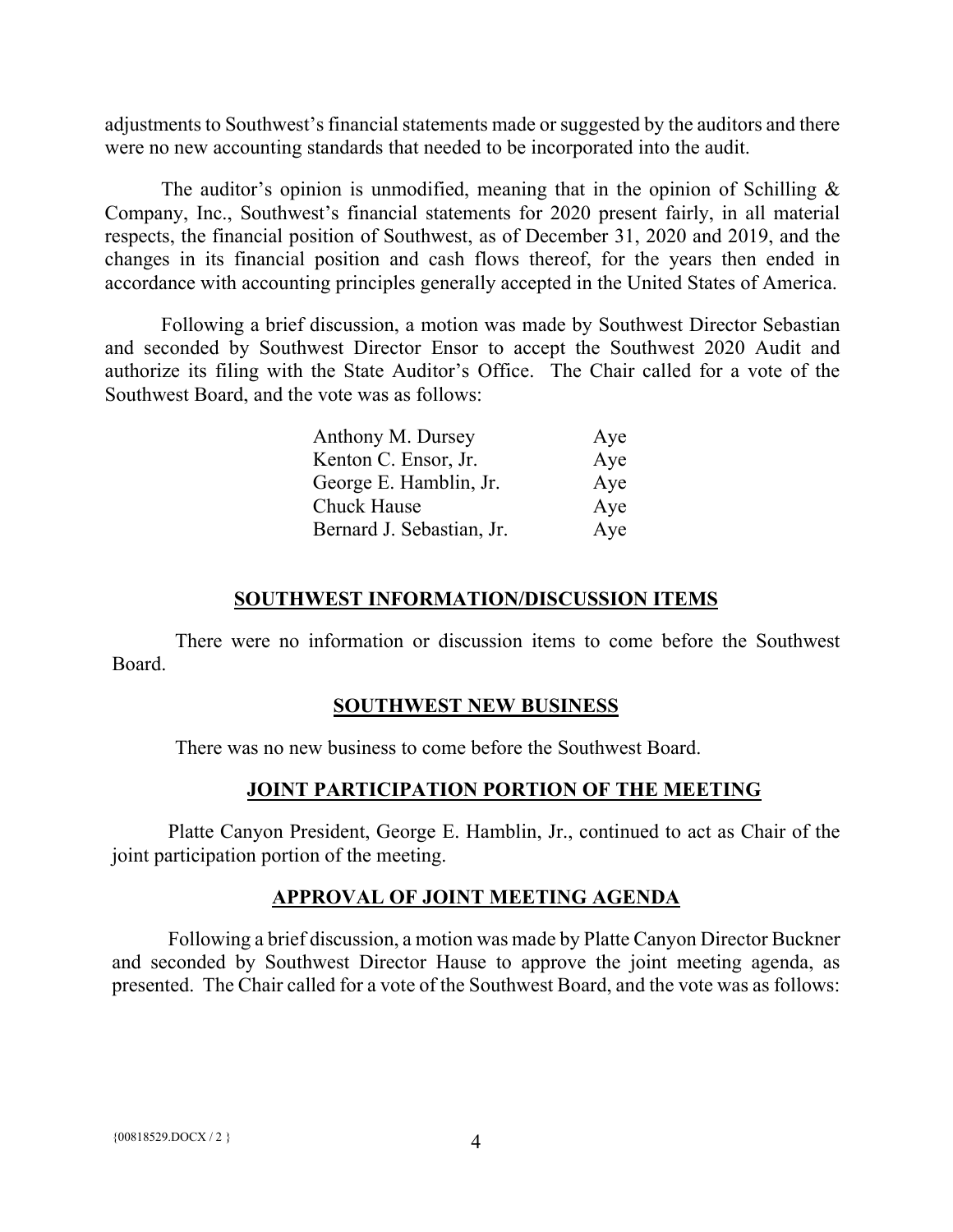adjustments to Southwest's financial statements made or suggested by the auditors and there were no new accounting standards that needed to be incorporated into the audit.

The auditor's opinion is unmodified, meaning that in the opinion of Schilling & Company, Inc., Southwest's financial statements for 2020 present fairly, in all material respects, the financial position of Southwest, as of December 31, 2020 and 2019, and the changes in its financial position and cash flows thereof, for the years then ended in accordance with accounting principles generally accepted in the United States of America.

Following a brief discussion, a motion was made by Southwest Director Sebastian and seconded by Southwest Director Ensor to accept the Southwest 2020 Audit and authorize its filing with the State Auditor's Office. The Chair called for a vote of the Southwest Board, and the vote was as follows:

| | |
|---|---|
| Anthony M. Dursey | Aye |
| Kenton C. Ensor, Jr. | Aye |
| George E. Hamblin, Jr. | Aye |
| Chuck Hause | Aye |
| Bernard J. Sebastian, Jr. | Aye |

## SOUTHWEST INFORMATION/DISCUSSION ITEMS

There were no information or discussion items to come before the Southwest Board.

## SOUTHWEST NEW BUSINESS

There was no new business to come before the Southwest Board.

## JOINT PARTICIPATION PORTION OF THE MEETING

Platte Canyon President, George E. Hamblin, Jr., continued to act as Chair of the joint participation portion of the meeting.

## APPROVAL OF JOINT MEETING AGENDA

Following a brief discussion, a motion was made by Platte Canyon Director Buckner and seconded by Southwest Director Hause to approve the joint meeting agenda, as presented. The Chair called for a vote of the Southwest Board, and the vote was as follows: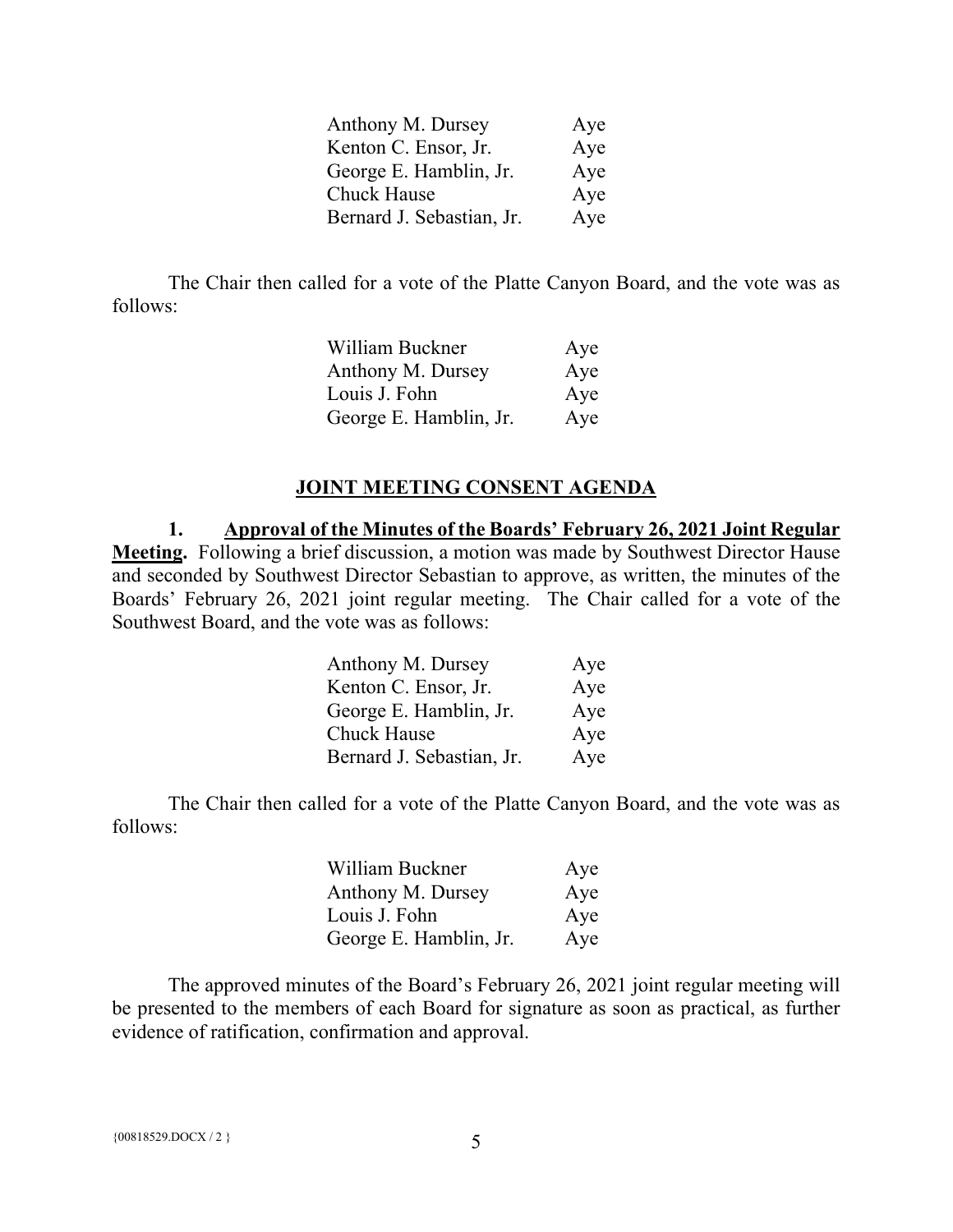| | |
|---|---|
| Anthony M. Dursey | Aye |
| Kenton C. Ensor, Jr. | Aye |
| George E. Hamblin, Jr. | Aye |
| Chuck Hause | Aye |
| Bernard J. Sebastian, Jr. | Aye |

The Chair then called for a vote of the Platte Canyon Board, and the vote was as follows:

| | |
|---|---|
| William Buckner | Aye |
| Anthony M. Dursey | Aye |
| Louis J. Fohn | Aye |
| George E. Hamblin, Jr. | Aye |

## JOINT MEETING CONSENT AGENDA

**1. Approval of the Minutes of the Boards' February 26, 2021 Joint Regular Meeting.** Following a brief discussion, a motion was made by Southwest Director Hause and seconded by Southwest Director Sebastian to approve, as written, the minutes of the Boards' February 26, 2021 joint regular meeting. The Chair called for a vote of the Southwest Board, and the vote was as follows:

| | |
|---|---|
| Anthony M. Dursey | Aye |
| Kenton C. Ensor, Jr. | Aye |
| George E. Hamblin, Jr. | Aye |
| Chuck Hause | Aye |
| Bernard J. Sebastian, Jr. | Aye |

The Chair then called for a vote of the Platte Canyon Board, and the vote was as follows:

| | |
|---|---|
| William Buckner | Aye |
| Anthony M. Dursey | Aye |
| Louis J. Fohn | Aye |
| George E. Hamblin, Jr. | Aye |

The approved minutes of the Board's February 26, 2021 joint regular meeting will be presented to the members of each Board for signature as soon as practical, as further evidence of ratification, confirmation and approval.

{00818529.DOCX / 2 }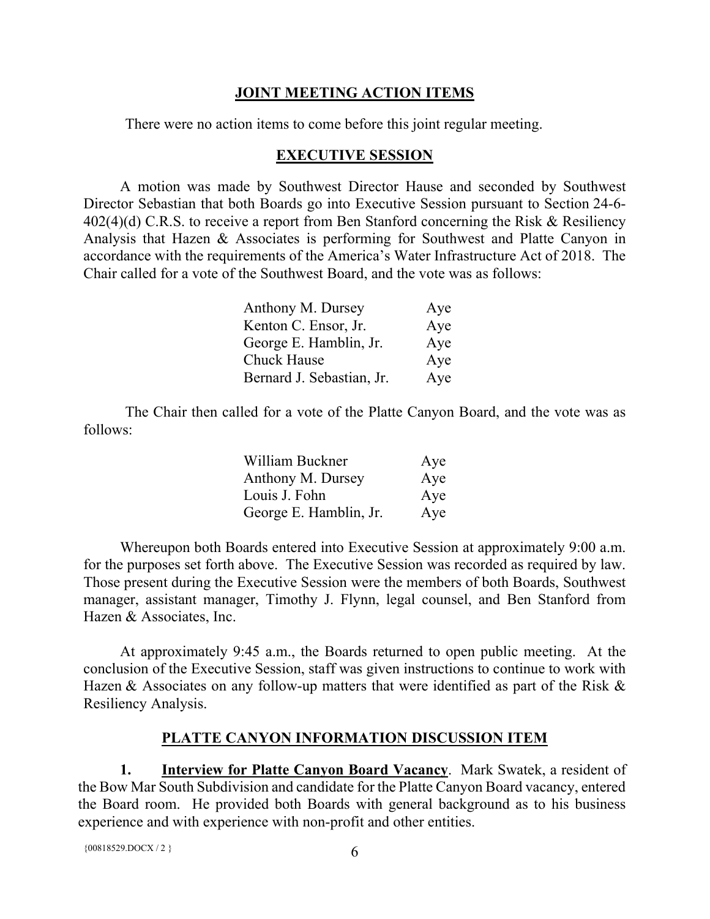## JOINT MEETING ACTION ITEMS

There were no action items to come before this joint regular meeting.

## EXECUTIVE SESSION

A motion was made by Southwest Director Hause and seconded by Southwest Director Sebastian that both Boards go into Executive Session pursuant to Section 24-6-402(4)(d) C.R.S. to receive a report from Ben Stanford concerning the Risk & Resiliency Analysis that Hazen & Associates is performing for Southwest and Platte Canyon in accordance with the requirements of the America's Water Infrastructure Act of 2018. The Chair called for a vote of the Southwest Board, and the vote was as follows:

| | |
|---|---|
| Anthony M. Dursey | Aye |
| Kenton C. Ensor, Jr. | Aye |
| George E. Hamblin, Jr. | Aye |
| Chuck Hause | Aye |
| Bernard J. Sebastian, Jr. | Aye |

The Chair then called for a vote of the Platte Canyon Board, and the vote was as follows:

| | |
|---|---|
| William Buckner | Aye |
| Anthony M. Dursey | Aye |
| Louis J. Fohn | Aye |
| George E. Hamblin, Jr. | Aye |

Whereupon both Boards entered into Executive Session at approximately 9:00 a.m. for the purposes set forth above. The Executive Session was recorded as required by law. Those present during the Executive Session were the members of both Boards, Southwest manager, assistant manager, Timothy J. Flynn, legal counsel, and Ben Stanford from Hazen & Associates, Inc.

At approximately 9:45 a.m., the Boards returned to open public meeting. At the conclusion of the Executive Session, staff was given instructions to continue to work with Hazen & Associates on any follow-up matters that were identified as part of the Risk & Resiliency Analysis.

## PLATTE CANYON INFORMATION DISCUSSION ITEM

**1. Interview for Platte Canyon Board Vacancy**. Mark Swatek, a resident of the Bow Mar South Subdivision and candidate for the Platte Canyon Board vacancy, entered the Board room. He provided both Boards with general background as to his business experience and with experience with non-profit and other entities.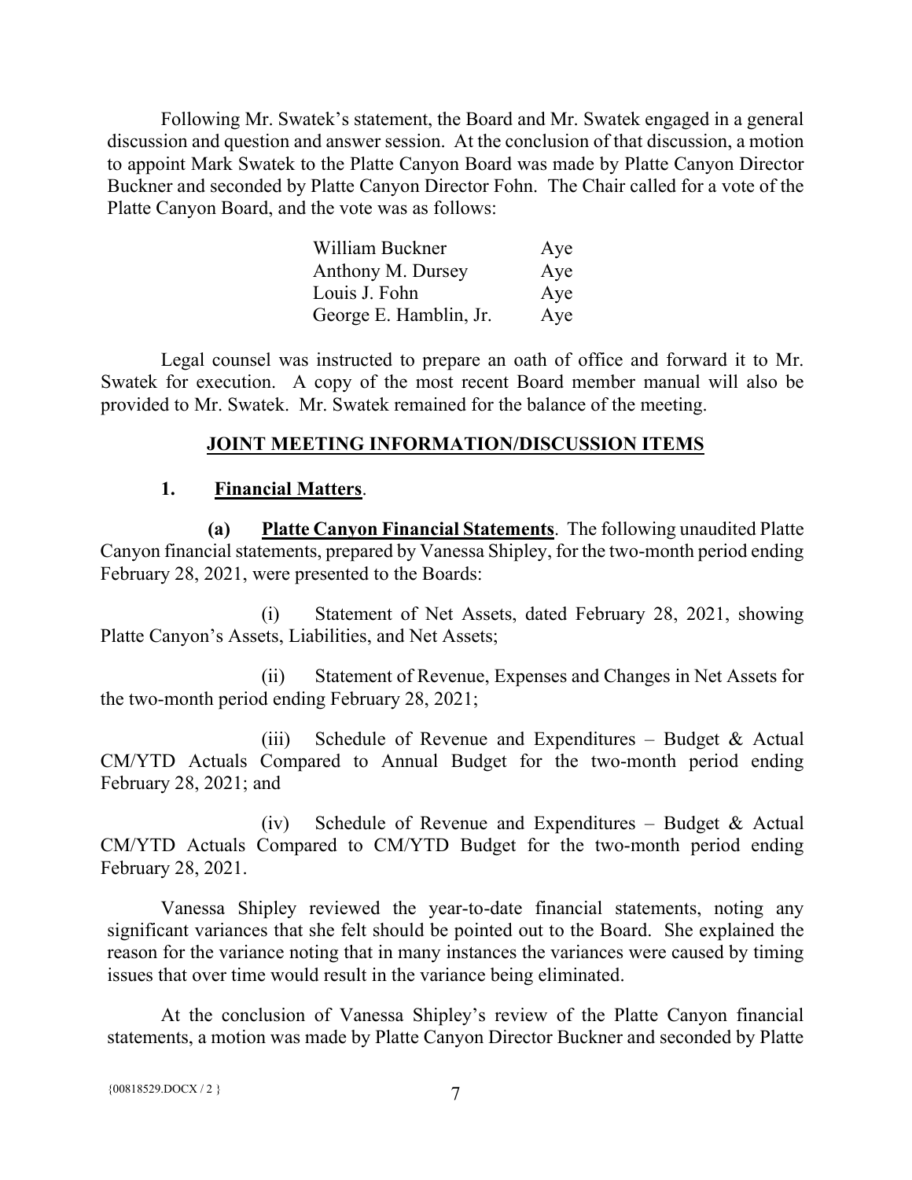Following Mr. Swatek's statement, the Board and Mr. Swatek engaged in a general discussion and question and answer session. At the conclusion of that discussion, a motion to appoint Mark Swatek to the Platte Canyon Board was made by Platte Canyon Director Buckner and seconded by Platte Canyon Director Fohn. The Chair called for a vote of the Platte Canyon Board, and the vote was as follows:

| | |
|---|---|
| William Buckner | Aye |
| Anthony M. Dursey | Aye |
| Louis J. Fohn | Aye |
| George E. Hamblin, Jr. | Aye |

Legal counsel was instructed to prepare an oath of office and forward it to Mr. Swatek for execution. A copy of the most recent Board member manual will also be provided to Mr. Swatek. Mr. Swatek remained for the balance of the meeting.

## JOINT MEETING INFORMATION/DISCUSSION ITEMS

### 1. Financial Matters.

**(a) Platte Canyon Financial Statements**. The following unaudited Platte Canyon financial statements, prepared by Vanessa Shipley, for the two-month period ending February 28, 2021, were presented to the Boards:

(i) Statement of Net Assets, dated February 28, 2021, showing Platte Canyon's Assets, Liabilities, and Net Assets;

(ii) Statement of Revenue, Expenses and Changes in Net Assets for the two-month period ending February 28, 2021;

(iii) Schedule of Revenue and Expenditures – Budget & Actual CM/YTD Actuals Compared to Annual Budget for the two-month period ending February 28, 2021; and

(iv) Schedule of Revenue and Expenditures – Budget & Actual CM/YTD Actuals Compared to CM/YTD Budget for the two-month period ending February 28, 2021.

Vanessa Shipley reviewed the year-to-date financial statements, noting any significant variances that she felt should be pointed out to the Board. She explained the reason for the variance noting that in many instances the variances were caused by timing issues that over time would result in the variance being eliminated.

At the conclusion of Vanessa Shipley's review of the Platte Canyon financial statements, a motion was made by Platte Canyon Director Buckner and seconded by Platte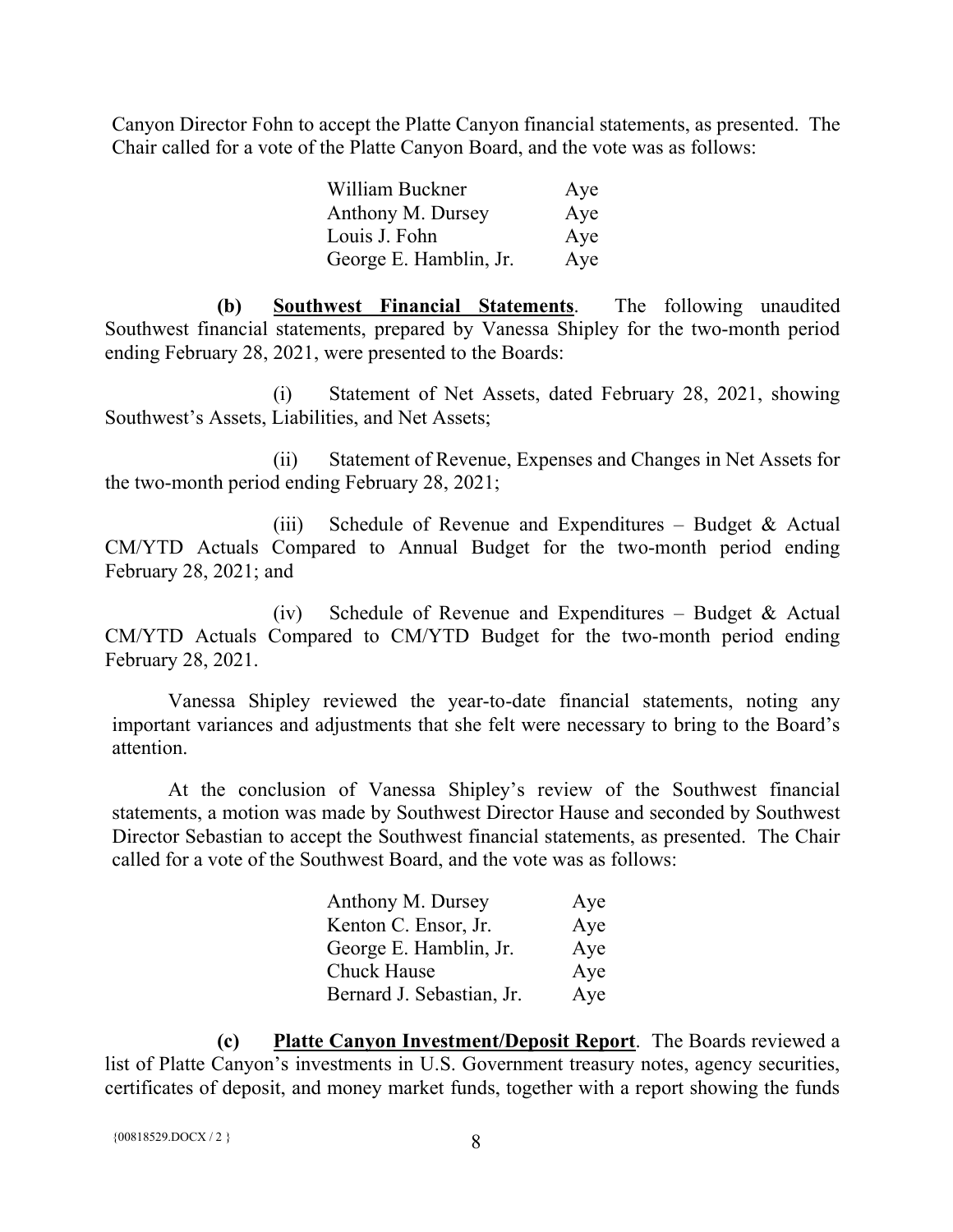Canyon Director Fohn to accept the Platte Canyon financial statements, as presented. The Chair called for a vote of the Platte Canyon Board, and the vote was as follows:

| | |
|---|---|
| William Buckner | Aye |
| Anthony M. Dursey | Aye |
| Louis J. Fohn | Aye |
| George E. Hamblin, Jr. | Aye |

**(b) <u>Southwest Financial Statements</u>**. The following unaudited Southwest financial statements, prepared by Vanessa Shipley for the two-month period ending February 28, 2021, were presented to the Boards:

(i) Statement of Net Assets, dated February 28, 2021, showing Southwest's Assets, Liabilities, and Net Assets;

(ii) Statement of Revenue, Expenses and Changes in Net Assets for the two-month period ending February 28, 2021;

(iii) Schedule of Revenue and Expenditures – Budget & Actual CM/YTD Actuals Compared to Annual Budget for the two-month period ending February 28, 2021; and

(iv) Schedule of Revenue and Expenditures – Budget & Actual CM/YTD Actuals Compared to CM/YTD Budget for the two-month period ending February 28, 2021.

Vanessa Shipley reviewed the year-to-date financial statements, noting any important variances and adjustments that she felt were necessary to bring to the Board's attention.

At the conclusion of Vanessa Shipley's review of the Southwest financial statements, a motion was made by Southwest Director Hause and seconded by Southwest Director Sebastian to accept the Southwest financial statements, as presented. The Chair called for a vote of the Southwest Board, and the vote was as follows:

| | |
|---|---|
| Anthony M. Dursey | Aye |
| Kenton C. Ensor, Jr. | Aye |
| George E. Hamblin, Jr. | Aye |
| Chuck Hause | Aye |
| Bernard J. Sebastian, Jr. | Aye |

**(c) <u>Platte Canyon Investment/Deposit Report</u>**. The Boards reviewed a list of Platte Canyon's investments in U.S. Government treasury notes, agency securities, certificates of deposit, and money market funds, together with a report showing the funds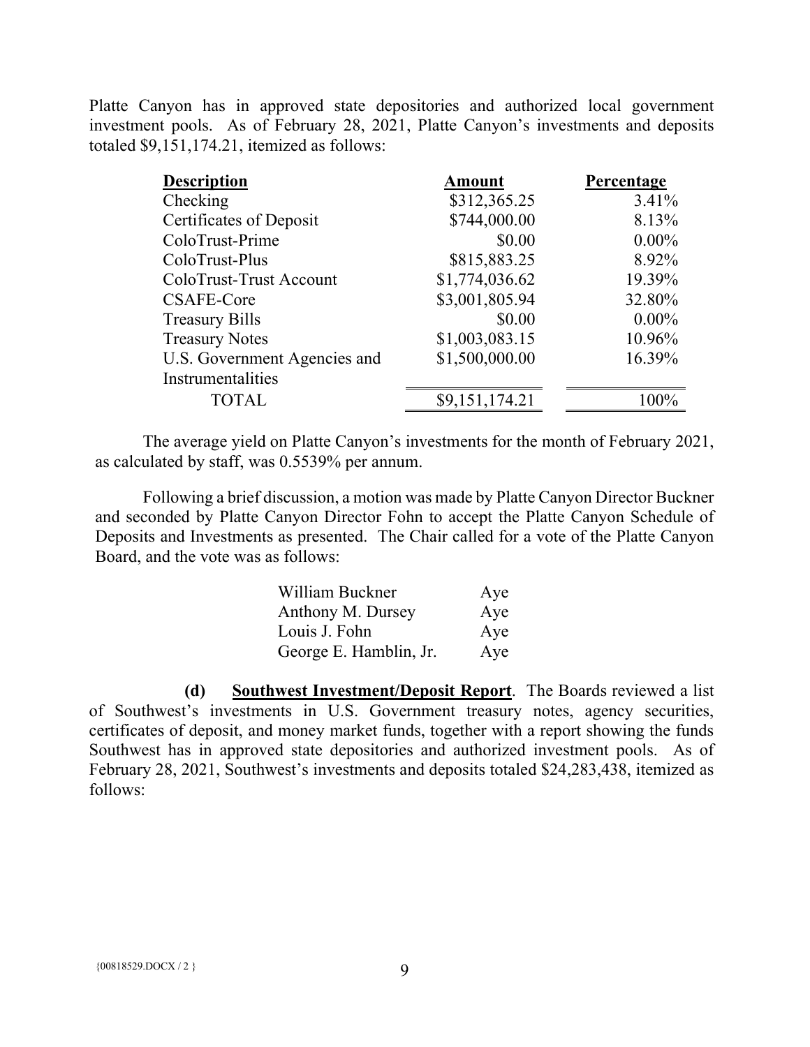Platte Canyon has in approved state depositories and authorized local government investment pools. As of February 28, 2021, Platte Canyon's investments and deposits totaled $9,151,174.21, itemized as follows:

| Description | Amount | Percentage |
|---|---|---|
| Checking | $312,365.25 | 3.41% |
| Certificates of Deposit | $744,000.00 | 8.13% |
| ColoTrust-Prime | $0.00 | 0.00% |
| ColoTrust-Plus | $815,883.25 | 8.92% |
| ColoTrust-Trust Account | $1,774,036.62 | 19.39% |
| CSAFE-Core | $3,001,805.94 | 32.80% |
| Treasury Bills | $0.00 | 0.00% |
| Treasury Notes | $1,003,083.15 | 10.96% |
| U.S. Government Agencies and Instrumentalities | $1,500,000.00 | 16.39% |
| TOTAL | $9,151,174.21 | 100% |

The average yield on Platte Canyon's investments for the month of February 2021, as calculated by staff, was 0.5539% per annum.

Following a brief discussion, a motion was made by Platte Canyon Director Buckner and seconded by Platte Canyon Director Fohn to accept the Platte Canyon Schedule of Deposits and Investments as presented. The Chair called for a vote of the Platte Canyon Board, and the vote was as follows:

| | |
|---|---|
| William Buckner | Aye |
| Anthony M. Dursey | Aye |
| Louis J. Fohn | Aye |
| George E. Hamblin, Jr. | Aye |

**(d) Southwest Investment/Deposit Report**. The Boards reviewed a list of Southwest's investments in U.S. Government treasury notes, agency securities, certificates of deposit, and money market funds, together with a report showing the funds Southwest has in approved state depositories and authorized investment pools. As of February 28, 2021, Southwest's investments and deposits totaled $24,283,438, itemized as follows: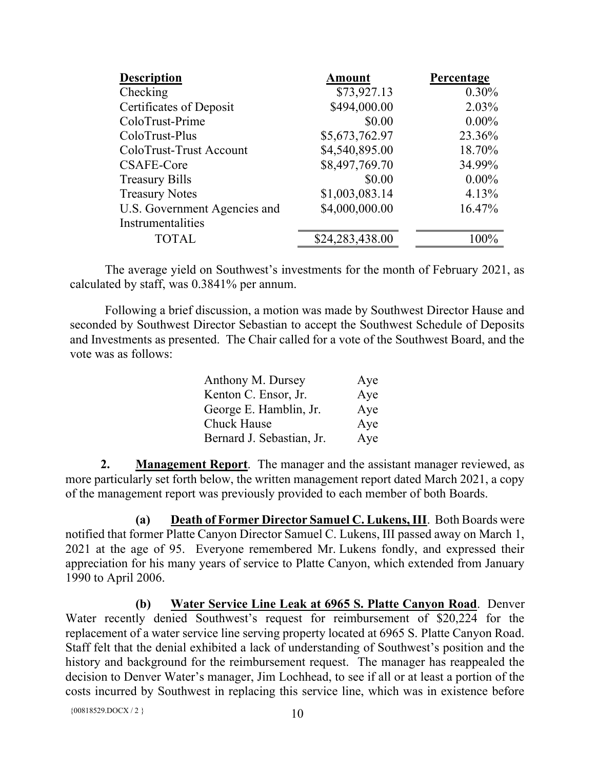| Description | Amount | Percentage |
|---|---|---|
| Checking | $73,927.13 | 0.30% |
| Certificates of Deposit | $494,000.00 | 2.03% |
| ColoTrust-Prime | $0.00 | 0.00% |
| ColoTrust-Plus | $5,673,762.97 | 23.36% |
| ColoTrust-Trust Account | $4,540,895.00 | 18.70% |
| CSAFE-Core | $8,497,769.70 | 34.99% |
| Treasury Bills | $0.00 | 0.00% |
| Treasury Notes | $1,003,083.14 | 4.13% |
| U.S. Government Agencies and Instrumentalities | $4,000,000.00 | 16.47% |
| TOTAL | $24,283,438.00 | 100% |

The average yield on Southwest's investments for the month of February 2021, as calculated by staff, was 0.3841% per annum.

Following a brief discussion, a motion was made by Southwest Director Hause and seconded by Southwest Director Sebastian to accept the Southwest Schedule of Deposits and Investments as presented. The Chair called for a vote of the Southwest Board, and the vote was as follows:

| | |
|---|---|
| Anthony M. Dursey | Aye |
| Kenton C. Ensor, Jr. | Aye |
| George E. Hamblin, Jr. | Aye |
| Chuck Hause | Aye |
| Bernard J. Sebastian, Jr. | Aye |

**2. Management Report**. The manager and the assistant manager reviewed, as more particularly set forth below, the written management report dated March 2021, a copy of the management report was previously provided to each member of both Boards.

**(a) Death of Former Director Samuel C. Lukens, III**. Both Boards were notified that former Platte Canyon Director Samuel C. Lukens, III passed away on March 1, 2021 at the age of 95. Everyone remembered Mr. Lukens fondly, and expressed their appreciation for his many years of service to Platte Canyon, which extended from January 1990 to April 2006.

**(b) Water Service Line Leak at 6965 S. Platte Canyon Road**. Denver Water recently denied Southwest's request for reimbursement of $20,224 for the replacement of a water service line serving property located at 6965 S. Platte Canyon Road. Staff felt that the denial exhibited a lack of understanding of Southwest's position and the history and background for the reimbursement request. The manager has reappealed the decision to Denver Water's manager, Jim Lochhead, to see if all or at least a portion of the costs incurred by Southwest in replacing this service line, which was in existence before

{00818529.DOCX / 2 }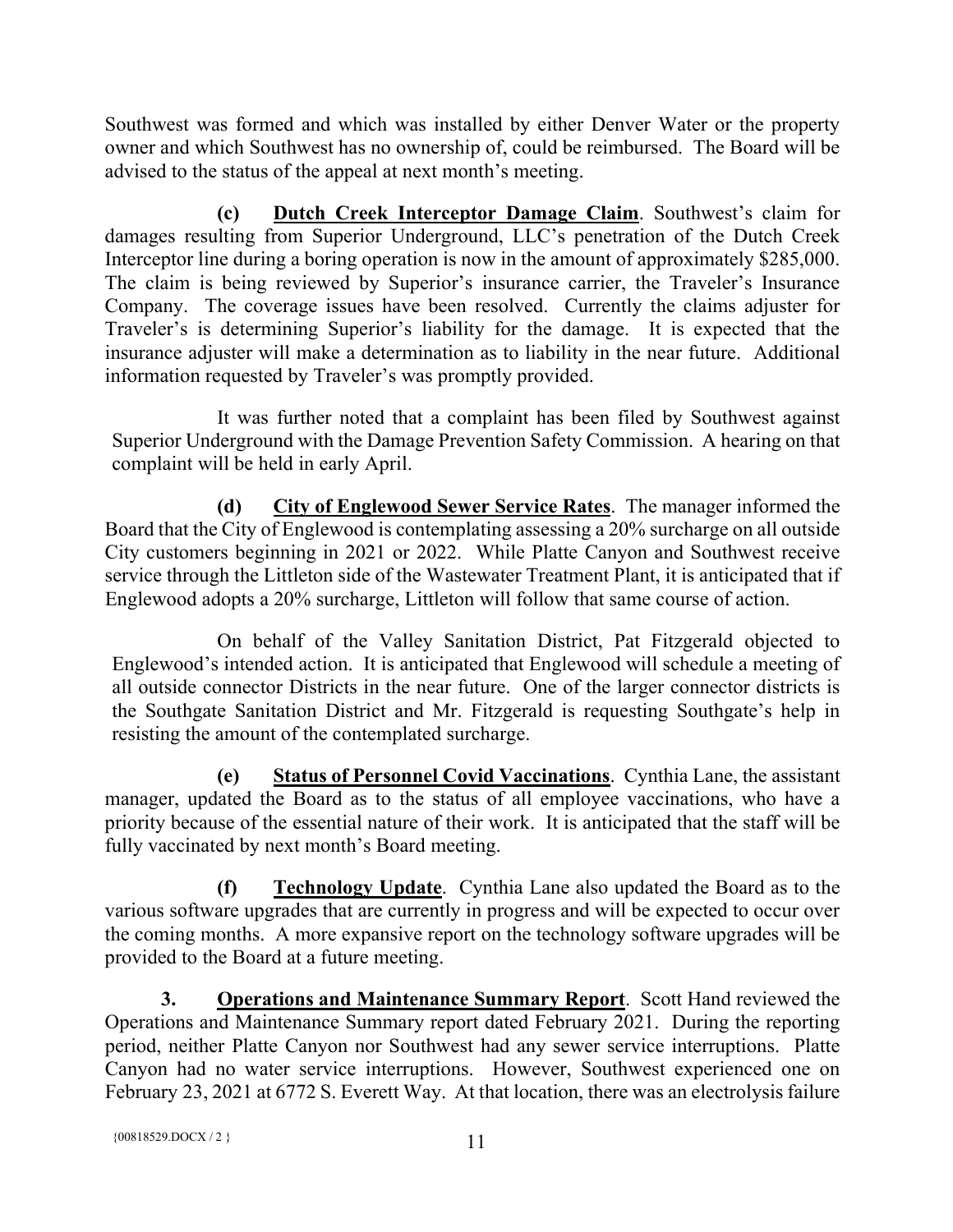Southwest was formed and which was installed by either Denver Water or the property owner and which Southwest has no ownership of, could be reimbursed. The Board will be advised to the status of the appeal at next month's meeting.

**(c) Dutch Creek Interceptor Damage Claim**. Southwest's claim for damages resulting from Superior Underground, LLC's penetration of the Dutch Creek Interceptor line during a boring operation is now in the amount of approximately $285,000. The claim is being reviewed by Superior's insurance carrier, the Traveler's Insurance Company. The coverage issues have been resolved. Currently the claims adjuster for Traveler's is determining Superior's liability for the damage. It is expected that the insurance adjuster will make a determination as to liability in the near future. Additional information requested by Traveler's was promptly provided.

It was further noted that a complaint has been filed by Southwest against Superior Underground with the Damage Prevention Safety Commission. A hearing on that complaint will be held in early April.

**(d) City of Englewood Sewer Service Rates**. The manager informed the Board that the City of Englewood is contemplating assessing a 20% surcharge on all outside City customers beginning in 2021 or 2022. While Platte Canyon and Southwest receive service through the Littleton side of the Wastewater Treatment Plant, it is anticipated that if Englewood adopts a 20% surcharge, Littleton will follow that same course of action.

On behalf of the Valley Sanitation District, Pat Fitzgerald objected to Englewood's intended action. It is anticipated that Englewood will schedule a meeting of all outside connector Districts in the near future. One of the larger connector districts is the Southgate Sanitation District and Mr. Fitzgerald is requesting Southgate's help in resisting the amount of the contemplated surcharge.

**(e) Status of Personnel Covid Vaccinations**. Cynthia Lane, the assistant manager, updated the Board as to the status of all employee vaccinations, who have a priority because of the essential nature of their work. It is anticipated that the staff will be fully vaccinated by next month's Board meeting.

**(f) Technology Update**. Cynthia Lane also updated the Board as to the various software upgrades that are currently in progress and will be expected to occur over the coming months. A more expansive report on the technology software upgrades will be provided to the Board at a future meeting.

**3. Operations and Maintenance Summary Report**. Scott Hand reviewed the Operations and Maintenance Summary report dated February 2021. During the reporting period, neither Platte Canyon nor Southwest had any sewer service interruptions. Platte Canyon had no water service interruptions. However, Southwest experienced one on February 23, 2021 at 6772 S. Everett Way. At that location, there was an electrolysis failure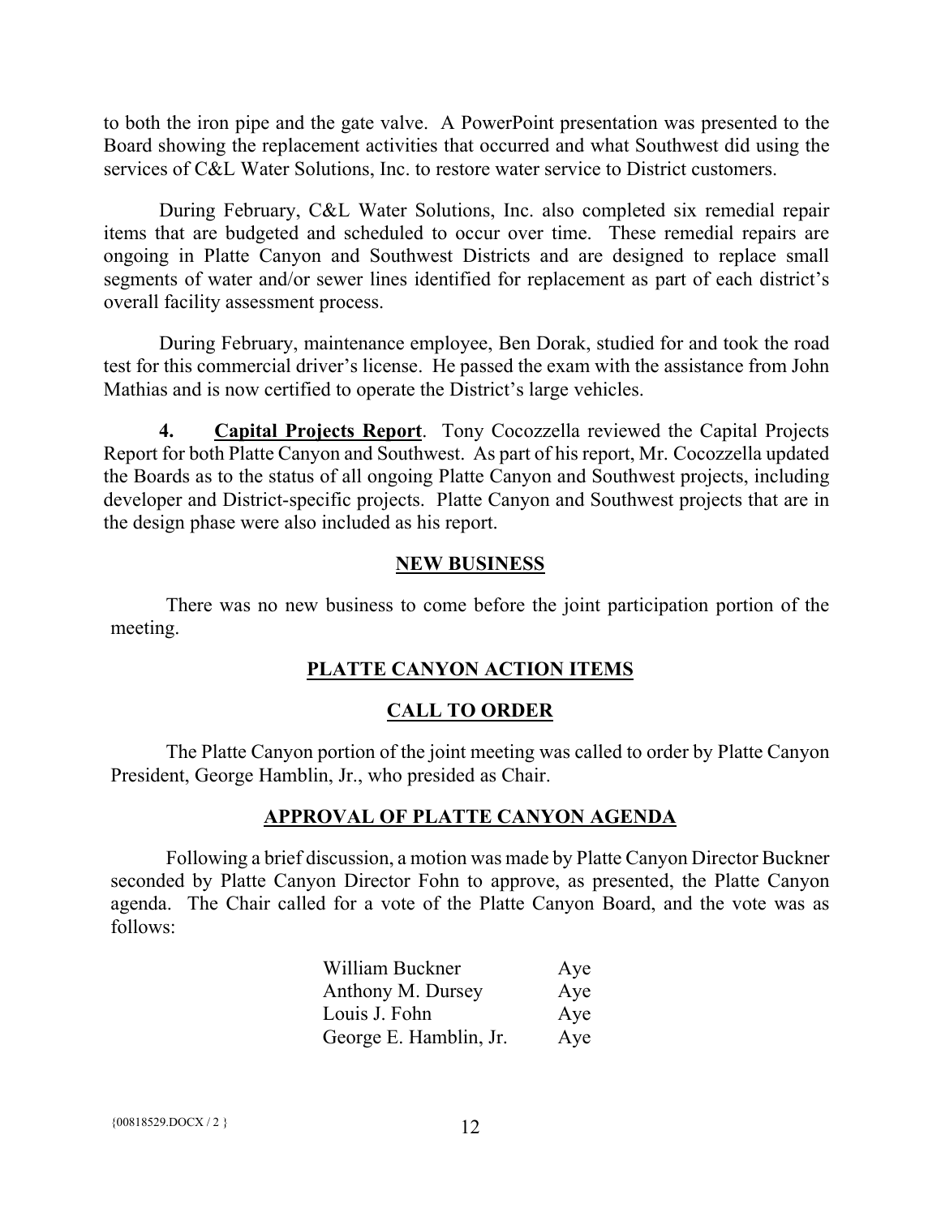to both the iron pipe and the gate valve. A PowerPoint presentation was presented to the Board showing the replacement activities that occurred and what Southwest did using the services of C&L Water Solutions, Inc. to restore water service to District customers.

During February, C&L Water Solutions, Inc. also completed six remedial repair items that are budgeted and scheduled to occur over time. These remedial repairs are ongoing in Platte Canyon and Southwest Districts and are designed to replace small segments of water and/or sewer lines identified for replacement as part of each district's overall facility assessment process.

During February, maintenance employee, Ben Dorak, studied for and took the road test for this commercial driver's license. He passed the exam with the assistance from John Mathias and is now certified to operate the District's large vehicles.

**4. <u>Capital Projects Report</u>**. Tony Cocozzella reviewed the Capital Projects Report for both Platte Canyon and Southwest. As part of his report, Mr. Cocozzella updated the Boards as to the status of all ongoing Platte Canyon and Southwest projects, including developer and District-specific projects. Platte Canyon and Southwest projects that are in the design phase were also included as his report.

## NEW BUSINESS

There was no new business to come before the joint participation portion of the meeting.

## PLATTE CANYON ACTION ITEMS

## CALL TO ORDER

The Platte Canyon portion of the joint meeting was called to order by Platte Canyon President, George Hamblin, Jr., who presided as Chair.

## APPROVAL OF PLATTE CANYON AGENDA

Following a brief discussion, a motion was made by Platte Canyon Director Buckner seconded by Platte Canyon Director Fohn to approve, as presented, the Platte Canyon agenda. The Chair called for a vote of the Platte Canyon Board, and the vote was as follows:

| | |
|---|---|
| William Buckner | Aye |
| Anthony M. Dursey | Aye |
| Louis J. Fohn | Aye |
| George E. Hamblin, Jr. | Aye |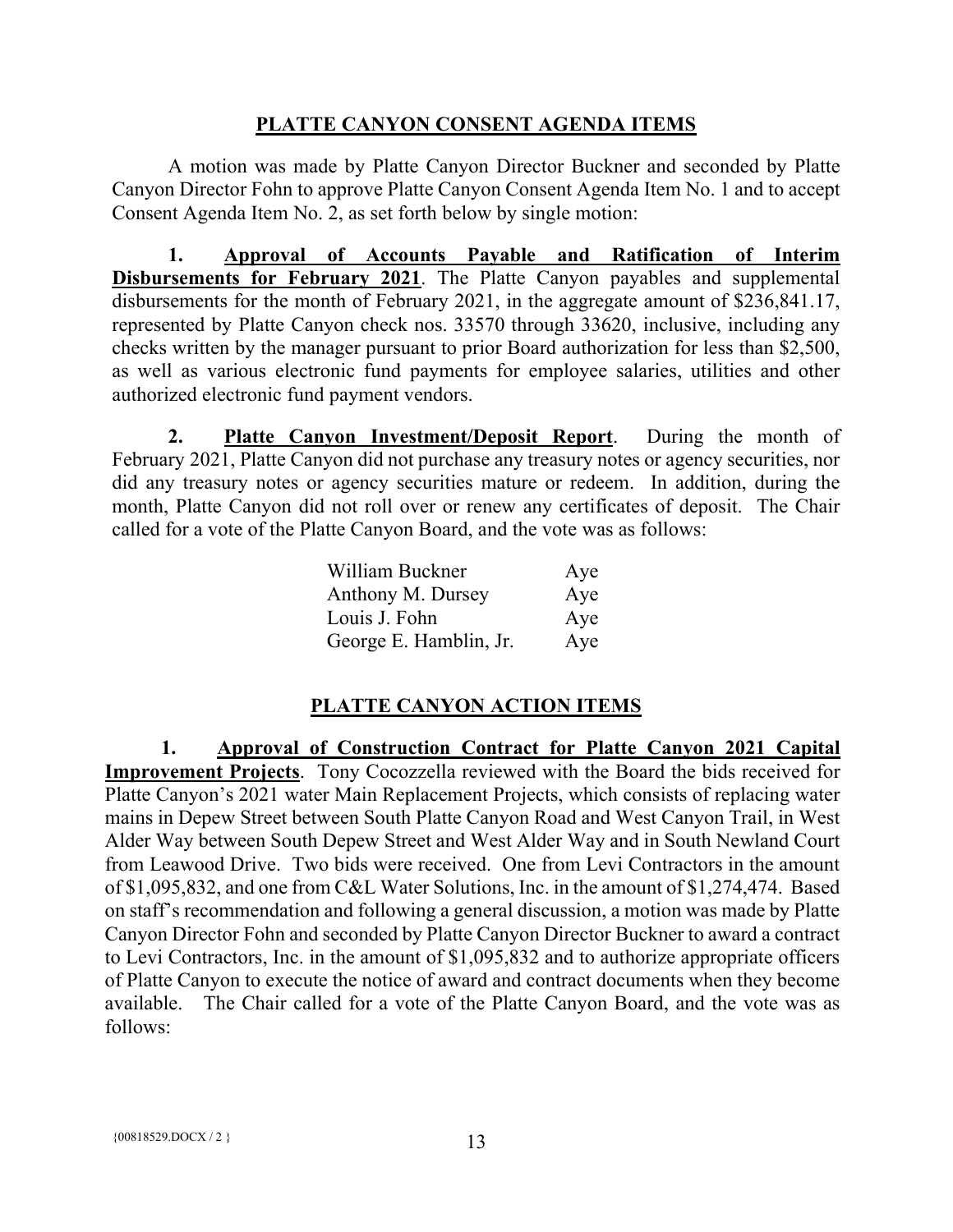## PLATTE CANYON CONSENT AGENDA ITEMS

A motion was made by Platte Canyon Director Buckner and seconded by Platte Canyon Director Fohn to approve Platte Canyon Consent Agenda Item No. 1 and to accept Consent Agenda Item No. 2, as set forth below by single motion:

**1. Approval of Accounts Payable and Ratification of Interim Disbursements for February 2021**. The Platte Canyon payables and supplemental disbursements for the month of February 2021, in the aggregate amount of $236,841.17, represented by Platte Canyon check nos. 33570 through 33620, inclusive, including any checks written by the manager pursuant to prior Board authorization for less than $2,500, as well as various electronic fund payments for employee salaries, utilities and other authorized electronic fund payment vendors.

**2. Platte Canyon Investment/Deposit Report**. During the month of February 2021, Platte Canyon did not purchase any treasury notes or agency securities, nor did any treasury notes or agency securities mature or redeem. In addition, during the month, Platte Canyon did not roll over or renew any certificates of deposit. The Chair called for a vote of the Platte Canyon Board, and the vote was as follows:

| | |
|---|---|
| William Buckner | Aye |
| Anthony M. Dursey | Aye |
| Louis J. Fohn | Aye |
| George E. Hamblin, Jr. | Aye |

## PLATTE CANYON ACTION ITEMS

**1. Approval of Construction Contract for Platte Canyon 2021 Capital Improvement Projects**. Tony Cocozzella reviewed with the Board the bids received for Platte Canyon's 2021 water Main Replacement Projects, which consists of replacing water mains in Depew Street between South Platte Canyon Road and West Canyon Trail, in West Alder Way between South Depew Street and West Alder Way and in South Newland Court from Leawood Drive. Two bids were received. One from Levi Contractors in the amount of $1,095,832, and one from C&L Water Solutions, Inc. in the amount of $1,274,474. Based on staff's recommendation and following a general discussion, a motion was made by Platte Canyon Director Fohn and seconded by Platte Canyon Director Buckner to award a contract to Levi Contractors, Inc. in the amount of $1,095,832 and to authorize appropriate officers of Platte Canyon to execute the notice of award and contract documents when they become available. The Chair called for a vote of the Platte Canyon Board, and the vote was as follows: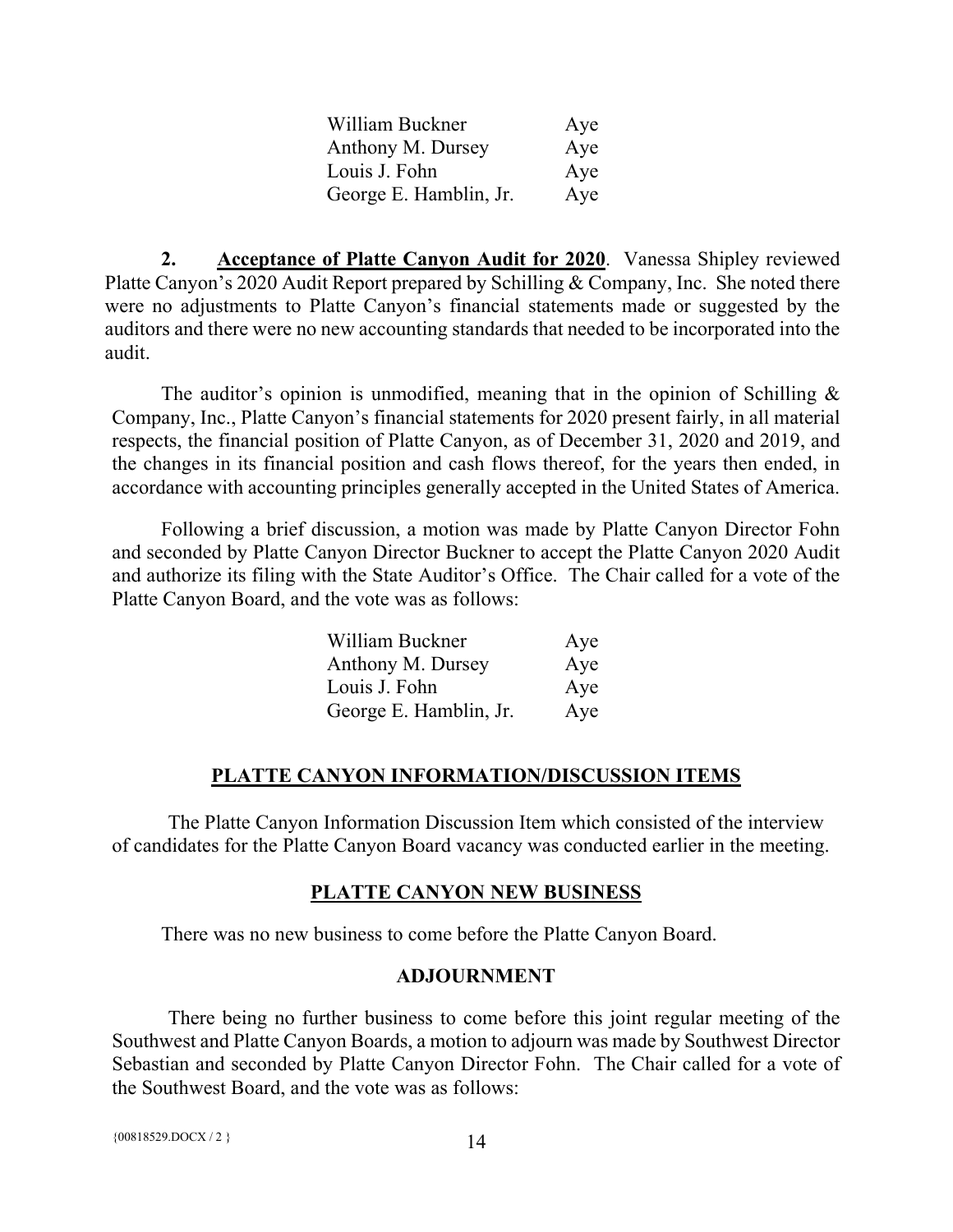| | |
|---|---|
| William Buckner | Aye |
| Anthony M. Dursey | Aye |
| Louis J. Fohn | Aye |
| George E. Hamblin, Jr. | Aye |

**2. <u>Acceptance of Platte Canyon Audit for 2020</u>**. Vanessa Shipley reviewed Platte Canyon's 2020 Audit Report prepared by Schilling & Company, Inc. She noted there were no adjustments to Platte Canyon's financial statements made or suggested by the auditors and there were no new accounting standards that needed to be incorporated into the audit.

The auditor's opinion is unmodified, meaning that in the opinion of Schilling & Company, Inc., Platte Canyon's financial statements for 2020 present fairly, in all material respects, the financial position of Platte Canyon, as of December 31, 2020 and 2019, and the changes in its financial position and cash flows thereof, for the years then ended, in accordance with accounting principles generally accepted in the United States of America.

Following a brief discussion, a motion was made by Platte Canyon Director Fohn and seconded by Platte Canyon Director Buckner to accept the Platte Canyon 2020 Audit and authorize its filing with the State Auditor's Office. The Chair called for a vote of the Platte Canyon Board, and the vote was as follows:

| | |
|---|---|
| William Buckner | Aye |
| Anthony M. Dursey | Aye |
| Louis J. Fohn | Aye |
| George E. Hamblin, Jr. | Aye |

## PLATTE CANYON INFORMATION/DISCUSSION ITEMS

The Platte Canyon Information Discussion Item which consisted of the interview of candidates for the Platte Canyon Board vacancy was conducted earlier in the meeting.

## PLATTE CANYON NEW BUSINESS

There was no new business to come before the Platte Canyon Board.

## ADJOURNMENT

There being no further business to come before this joint regular meeting of the Southwest and Platte Canyon Boards, a motion to adjourn was made by Southwest Director Sebastian and seconded by Platte Canyon Director Fohn. The Chair called for a vote of the Southwest Board, and the vote was as follows:

{00818529.DOCX / 2 }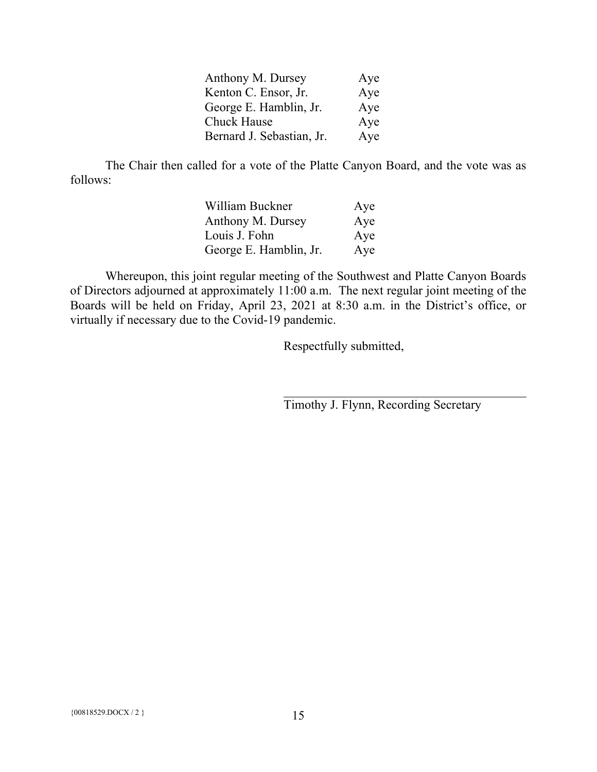| | |
|---|---|
| Anthony M. Dursey | Aye |
| Kenton C. Ensor, Jr. | Aye |
| George E. Hamblin, Jr. | Aye |
| Chuck Hause | Aye |
| Bernard J. Sebastian, Jr. | Aye |

The Chair then called for a vote of the Platte Canyon Board, and the vote was as follows:

| | |
|---|---|
| William Buckner | Aye |
| Anthony M. Dursey | Aye |
| Louis J. Fohn | Aye |
| George E. Hamblin, Jr. | Aye |

Whereupon, this joint regular meeting of the Southwest and Platte Canyon Boards of Directors adjourned at approximately 11:00 a.m. The next regular joint meeting of the Boards will be held on Friday, April 23, 2021 at 8:30 a.m. in the District's office, or virtually if necessary due to the Covid-19 pandemic.

Respectfully submitted,

\_\_\_\_\_\_\_\_\_\_\_\_\_\_\_\_\_\_\_\_\_\_\_\_\_\_\_\_\_\_\_\_\_\_\_\_

Timothy J. Flynn, Recording Secretary

{00818529.DOCX / 2 }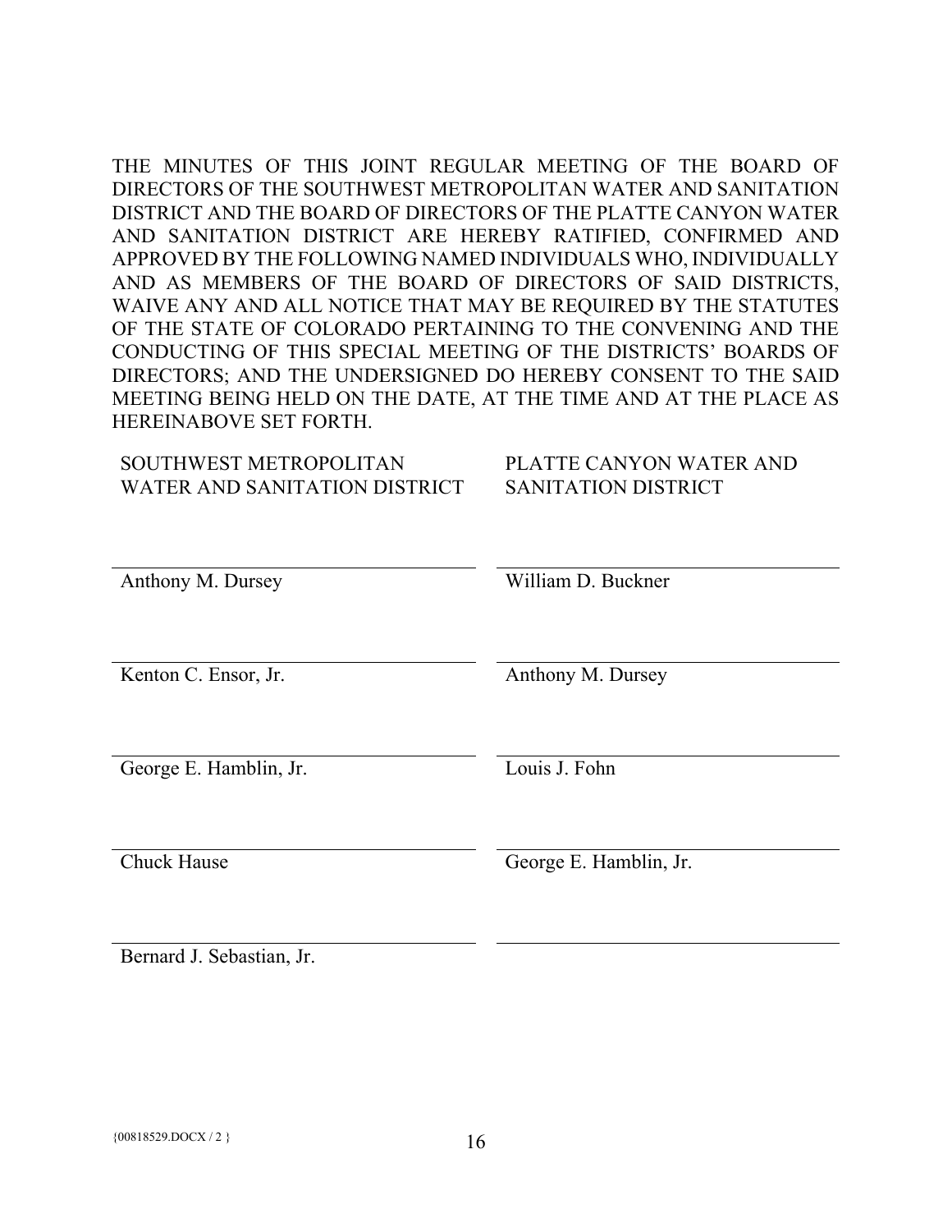THE MINUTES OF THIS JOINT REGULAR MEETING OF THE BOARD OF DIRECTORS OF THE SOUTHWEST METROPOLITAN WATER AND SANITATION DISTRICT AND THE BOARD OF DIRECTORS OF THE PLATTE CANYON WATER AND SANITATION DISTRICT ARE HEREBY RATIFIED, CONFIRMED AND APPROVED BY THE FOLLOWING NAMED INDIVIDUALS WHO, INDIVIDUALLY AND AS MEMBERS OF THE BOARD OF DIRECTORS OF SAID DISTRICTS, WAIVE ANY AND ALL NOTICE THAT MAY BE REQUIRED BY THE STATUTES OF THE STATE OF COLORADO PERTAINING TO THE CONVENING AND THE CONDUCTING OF THIS SPECIAL MEETING OF THE DISTRICTS' BOARDS OF DIRECTORS; AND THE UNDERSIGNED DO HEREBY CONSENT TO THE SAID MEETING BEING HELD ON THE DATE, AT THE TIME AND AT THE PLACE AS HEREINABOVE SET FORTH.

| SOUTHWEST METROPOLITAN WATER AND SANITATION DISTRICT | PLATTE CANYON WATER AND SANITATION DISTRICT |
|---|---|
| Anthony M. Dursey | William D. Buckner |
| Kenton C. Ensor, Jr. | Anthony M. Dursey |
| George E. Hamblin, Jr. | Louis J. Fohn |
| Chuck Hause | George E. Hamblin, Jr. |
| Bernard J. Sebastian, Jr. | |

{00818529.DOCX / 2 }